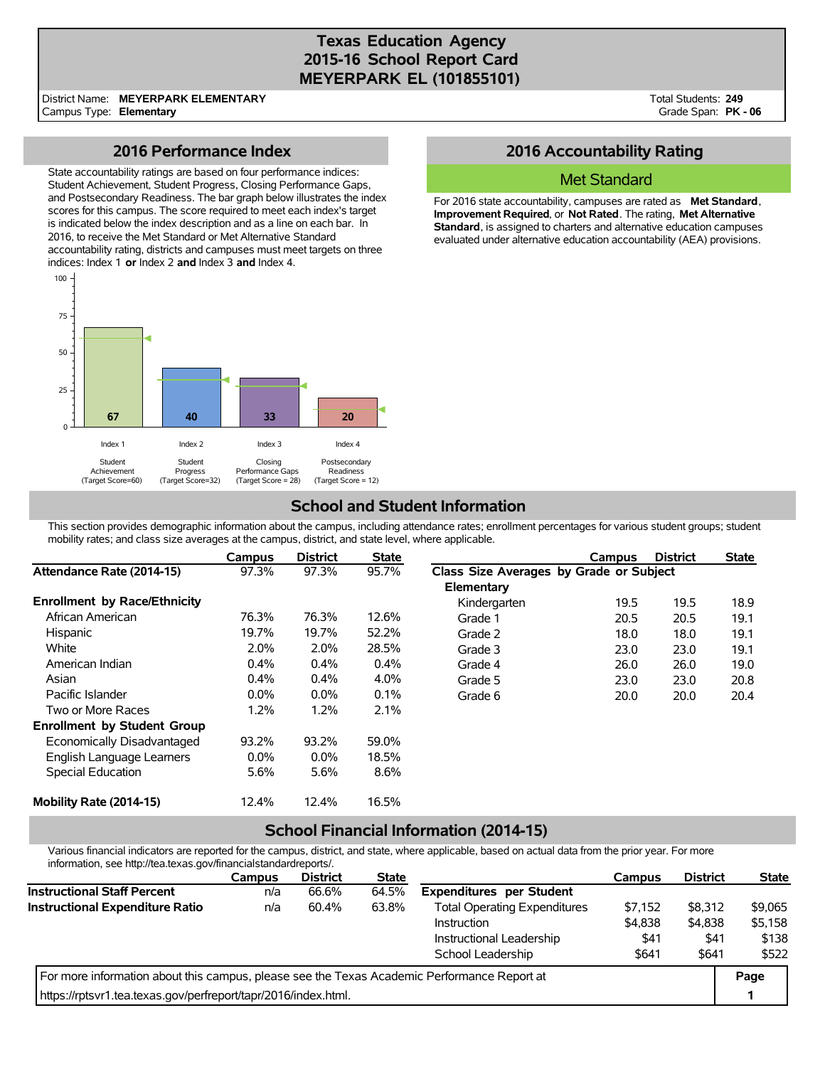# Texas Education Agency
# 2015-16 School Report Card
# MEYERPARK EL (101855101)

District Name: **MEYERPARK ELEMENTARY**
Campus Type: **Elementary**

Total Students: **249**
Grade Span: **PK - 06**

## 2016 Performance Index

State accountability ratings are based on four performance indices: Student Achievement, Student Progress, Closing Performance Gaps, and Postsecondary Readiness. The bar graph below illustrates the index scores for this campus. The score required to meet each index's target is indicated below the index description and as a line on each bar. In 2016, to receive the Met Standard or Met Alternative Standard accountability rating, districts and campuses must meet targets on three indices: Index 1 **or** Index 2 **and** Index 3 **and** Index 4.

| Index | Description | Score | Target Score |
|---|---|---|---|
| Index 1 | Student Achievement | 67 | 60 |
| Index 2 | Student Progress | 40 | 32 |
| Index 3 | Closing Performance Gaps | 33 | 28 |
| Index 4 | Postsecondary Readiness | 20 | 12 |

## 2016 Accountability Rating

**Met Standard**

For 2016 state accountability, campuses are rated as **Met Standard**, **Improvement Required**, or **Not Rated**. The rating, **Met Alternative Standard**, is assigned to charters and alternative education campuses evaluated under alternative education accountability (AEA) provisions.

## School and Student Information

This section provides demographic information about the campus, including attendance rates; enrollment percentages for various student groups; student mobility rates; and class size averages at the campus, district, and state level, where applicable.

| | Campus | District | State |
|---|---|---|---|
| **Attendance Rate (2014-15)** | 97.3% | 97.3% | 95.7% |
| **Enrollment by Race/Ethnicity** | | | |
| African American | 76.3% | 76.3% | 12.6% |
| Hispanic | 19.7% | 19.7% | 52.2% |
| White | 2.0% | 2.0% | 28.5% |
| American Indian | 0.4% | 0.4% | 0.4% |
| Asian | 0.4% | 0.4% | 4.0% |
| Pacific Islander | 0.0% | 0.0% | 0.1% |
| Two or More Races | 1.2% | 1.2% | 2.1% |
| **Enrollment by Student Group** | | | |
| Economically Disadvantaged | 93.2% | 93.2% | 59.0% |
| English Language Learners | 0.0% | 0.0% | 18.5% |
| Special Education | 5.6% | 5.6% | 8.6% |
| **Mobility Rate (2014-15)** | 12.4% | 12.4% | 16.5% |

| | Campus | District | State |
|---|---|---|---|
| **Class Size Averages by Grade or Subject** | | | |
| **Elementary** | | | |
| Kindergarten | 19.5 | 19.5 | 18.9 |
| Grade 1 | 20.5 | 20.5 | 19.1 |
| Grade 2 | 18.0 | 18.0 | 19.1 |
| Grade 3 | 23.0 | 23.0 | 19.1 |
| Grade 4 | 26.0 | 26.0 | 19.0 |
| Grade 5 | 23.0 | 23.0 | 20.8 |
| Grade 6 | 20.0 | 20.0 | 20.4 |

## School Financial Information (2014-15)

Various financial indicators are reported for the campus, district, and state, where applicable, based on actual data from the prior year. For more information, see http://tea.texas.gov/financialstandardreports/.

| | Campus | District | State |
|---|---|---|---|
| **Instructional Staff Percent** | n/a | 66.6% | 64.5% |
| **Instructional Expenditure Ratio** | n/a | 60.4% | 63.8% |

| | Campus | District | State |
|---|---|---|---|
| **Expenditures per Student** | | | |
| Total Operating Expenditures | $7,152 | $8,312 | $9,065 |
| Instruction | $4,838 | $4,838 | $5,158 |
| Instructional Leadership | $41 | $41 | $138 |
| School Leadership | $641 | $641 | $522 |

For more information about this campus, please see the Texas Academic Performance Report at https://rptsvr1.tea.texas.gov/perfreport/tapr/2016/index.html.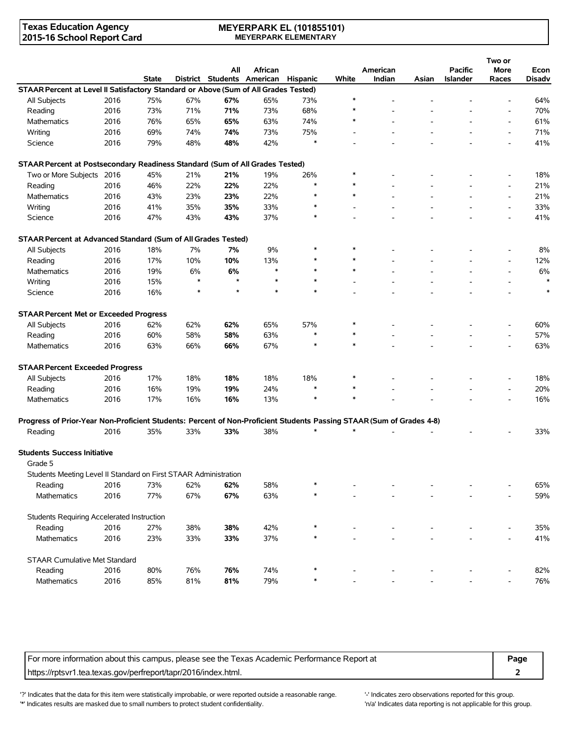**Texas Education Agency**
**2015-16 School Report Card**

**MEYERPARK EL (101855101)**
**MEYERPARK ELEMENTARY**

| | | State | District | All Students | African American | Hispanic | White | American Indian | Asian | Pacific Islander | Two or More Races | Econ Disadv |
|---|---|---|---|---|---|---|---|---|---|---|---|---|
| **STAAR Percent at Level II Satisfactory Standard or Above (Sum of All Grades Tested)** | | | | | | | | | | | | |
| All Subjects | 2016 | 75% | 67% | **67%** | 65% | 73% | * | - | - | - | - | 64% |
| Reading | 2016 | 73% | 71% | **71%** | 73% | 68% | * | - | - | - | - | 70% |
| Mathematics | 2016 | 76% | 65% | **65%** | 63% | 74% | * | - | - | - | - | 61% |
| Writing | 2016 | 69% | 74% | **74%** | 73% | 75% | - | - | - | - | - | 71% |
| Science | 2016 | 79% | 48% | **48%** | 42% | * | - | - | - | - | - | 41% |
| **STAAR Percent at Postsecondary Readiness Standard (Sum of All Grades Tested)** | | | | | | | | | | | | |
| Two or More Subjects | 2016 | 45% | 21% | **21%** | 19% | 26% | * | - | - | - | - | 18% |
| Reading | 2016 | 46% | 22% | **22%** | 22% | * | * | - | - | - | - | 21% |
| Mathematics | 2016 | 43% | 23% | **23%** | 22% | * | * | - | - | - | - | 21% |
| Writing | 2016 | 41% | 35% | **35%** | 33% | * | - | - | - | - | - | 33% |
| Science | 2016 | 47% | 43% | **43%** | 37% | * | - | - | - | - | - | 41% |
| **STAAR Percent at Advanced Standard (Sum of All Grades Tested)** | | | | | | | | | | | | |
| All Subjects | 2016 | 18% | 7% | **7%** | 9% | * | * | - | - | - | - | 8% |
| Reading | 2016 | 17% | 10% | **10%** | 13% | * | * | - | - | - | - | 12% |
| Mathematics | 2016 | 19% | 6% | **6%** | * | * | * | - | - | - | - | 6% |
| Writing | 2016 | 15% | * | * | * | * | - | - | - | - | - | * |
| Science | 2016 | 16% | * | * | * | * | - | - | - | - | - | * |
| **STAAR Percent Met or Exceeded Progress** | | | | | | | | | | | | |
| All Subjects | 2016 | 62% | 62% | **62%** | 65% | 57% | * | - | - | - | - | 60% |
| Reading | 2016 | 60% | 58% | **58%** | 63% | * | * | - | - | - | - | 57% |
| Mathematics | 2016 | 63% | 66% | **66%** | 67% | * | * | - | - | - | - | 63% |
| **STAAR Percent Exceeded Progress** | | | | | | | | | | | | |
| All Subjects | 2016 | 17% | 18% | **18%** | 18% | 18% | * | - | - | - | - | 18% |
| Reading | 2016 | 16% | 19% | **19%** | 24% | * | * | - | - | - | - | 20% |
| Mathematics | 2016 | 17% | 16% | **16%** | 13% | * | * | - | - | - | - | 16% |
| **Progress of Prior-Year Non-Proficient Students: Percent of Non-Proficient Students Passing STAAR (Sum of Grades 4-8)** | | | | | | | | | | | | |
| Reading | 2016 | 35% | 33% | **33%** | 38% | * | * | - | - | - | - | 33% |
| **Students Success Initiative** | | | | | | | | | | | | |
| Grade 5 | | | | | | | | | | | | |
| Students Meeting Level II Standard on First STAAR Administration | | | | | | | | | | | | |
| Reading | 2016 | 73% | 62% | **62%** | 58% | * | - | - | - | - | - | 65% |
| Mathematics | 2016 | 77% | 67% | **67%** | 63% | * | - | - | - | - | - | 59% |
| Students Requiring Accelerated Instruction | | | | | | | | | | | | |
| Reading | 2016 | 27% | 38% | **38%** | 42% | * | - | - | - | - | - | 35% |
| Mathematics | 2016 | 23% | 33% | **33%** | 37% | * | - | - | - | - | - | 41% |
| STAAR Cumulative Met Standard | | | | | | | | | | | | |
| Reading | 2016 | 80% | 76% | **76%** | 74% | * | - | - | - | - | - | 82% |
| Mathematics | 2016 | 85% | 81% | **81%** | 79% | * | - | - | - | - | - | 76% |

For more information about this campus, please see the Texas Academic Performance Report at https://rptsvr1.tea.texas.gov/perfreport/tapr/2016/index.html.

'?' Indicates that the data for this item were statistically improbable, or were reported outside a reasonable range.
'*' Indicates results are masked due to small numbers to protect student confidentiality.
'-' Indicates zero observations reported for this group.
'n/a' Indicates data reporting is not applicable for this group.